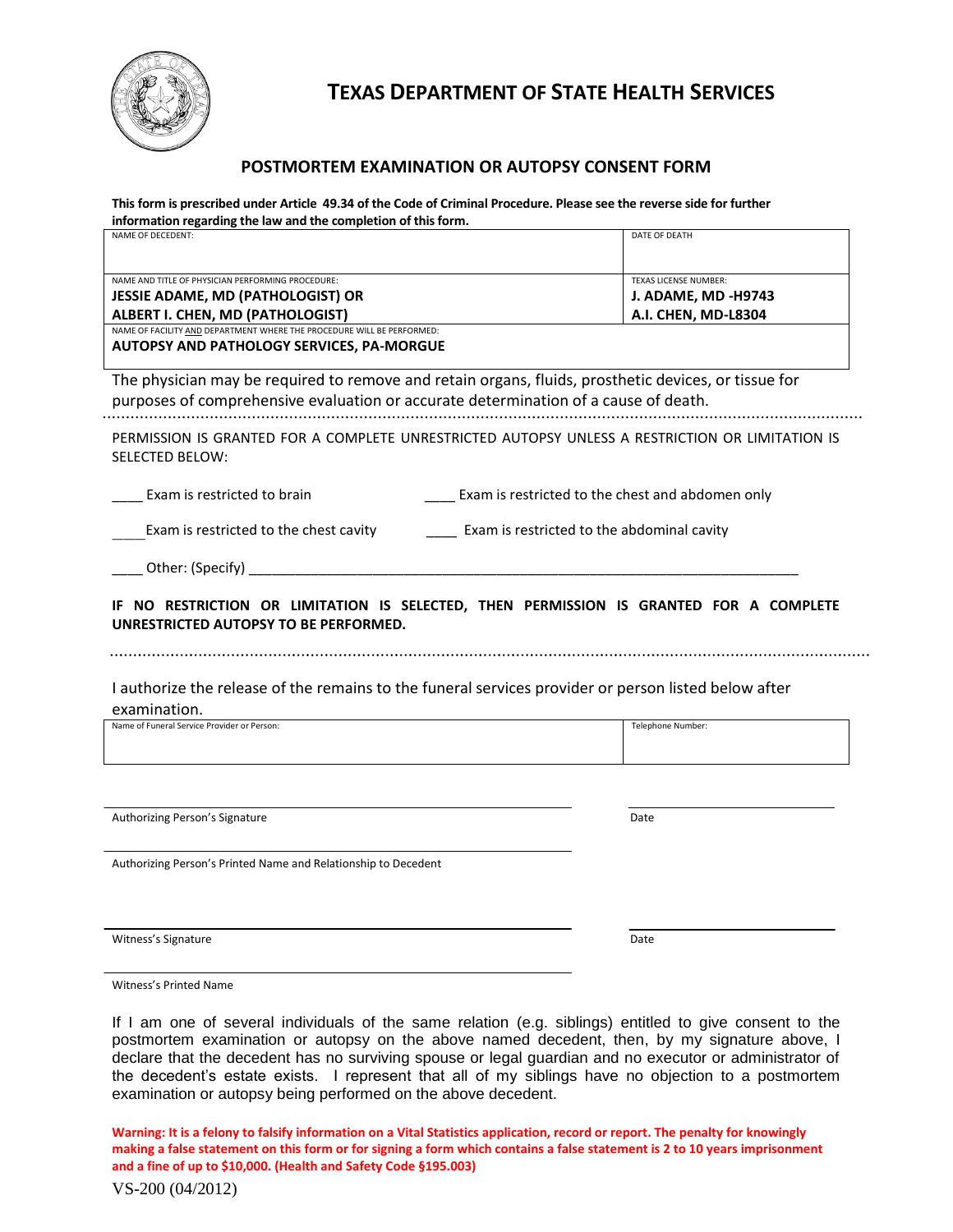# TEXAS DEPARTMENT OF STATE HEALTH SERVICES

## POSTMORTEM EXAMINATION OR AUTOPSY CONSENT FORM

**This form is prescribed under Article 49.34 of the Code of Criminal Procedure. Please see the reverse side for further information regarding the law and the completion of this form.**

| NAME OF DECEDENT: | DATE OF DEATH |
|---|---|
| NAME AND TITLE OF PHYSICIAN PERFORMING PROCEDURE: **JESSIE ADAME, MD (PATHOLOGIST) OR ALBERT I. CHEN, MD (PATHOLOGIST)** | TEXAS LICENSE NUMBER: **J. ADAME, MD -H9743 A.I. CHEN, MD-L8304** |
| NAME OF FACILITY AND DEPARTMENT WHERE THE PROCEDURE WILL BE PERFORMED: **AUTOPSY AND PATHOLOGY SERVICES, PA-MORGUE** | |

The physician may be required to remove and retain organs, fluids, prosthetic devices, or tissue for purposes of comprehensive evaluation or accurate determination of a cause of death.

PERMISSION IS GRANTED FOR A COMPLETE UNRESTRICTED AUTOPSY UNLESS A RESTRICTION OR LIMITATION IS SELECTED BELOW:

____ Exam is restricted to brain

____ Exam is restricted to the chest and abdomen only

____ Exam is restricted to the chest cavity

____ Exam is restricted to the abdominal cavity

____ Other: (Specify) ___________________________________________________________________________

**IF NO RESTRICTION OR LIMITATION IS SELECTED, THEN PERMISSION IS GRANTED FOR A COMPLETE UNRESTRICTED AUTOPSY TO BE PERFORMED.**

I authorize the release of the remains to the funeral services provider or person listed below after examination.

| Name of Funeral Service Provider or Person: | Telephone Number: |
|---|---|
| | |

_______________________________________________ _____________________

Authorizing Person's Signature Date

_______________________________________________

Authorizing Person's Printed Name and Relationship to Decedent

_______________________________________________ _____________________

Witness's Signature Date

_______________________________________________

Witness's Printed Name

If I am one of several individuals of the same relation (e.g. siblings) entitled to give consent to the postmortem examination or autopsy on the above named decedent, then, by my signature above, I declare that the decedent has no surviving spouse or legal guardian and no executor or administrator of the decedent's estate exists. I represent that all of my siblings have no objection to a postmortem examination or autopsy being performed on the above decedent.

**Warning: It is a felony to falsify information on a Vital Statistics application, record or report. The penalty for knowingly making a false statement on this form or for signing a form which contains a false statement is 2 to 10 years imprisonment and a fine of up to $10,000. (Health and Safety Code §195.003)**

VS-200 (04/2012)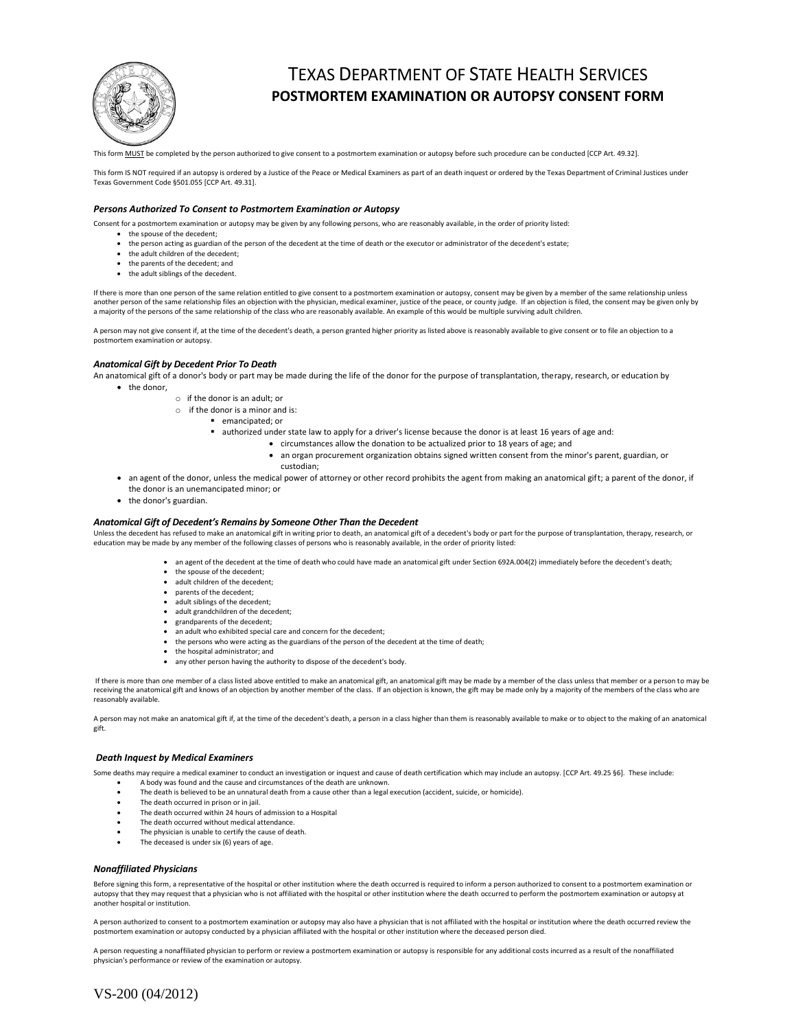# TEXAS DEPARTMENT OF STATE HEALTH SERVICES
## POSTMORTEM EXAMINATION OR AUTOPSY CONSENT FORM

This form MUST be completed by the person authorized to give consent to a postmortem examination or autopsy before such procedure can be conducted [CCP Art. 49.32].

This form IS NOT required if an autopsy is ordered by a Justice of the Peace or Medical Examiners as part of an death inquest or ordered by the Texas Department of Criminal Justices under Texas Government Code §501.055 [CCP Art. 49.31].

### *Persons Authorized To Consent to Postmortem Examination or Autopsy*

Consent for a postmortem examination or autopsy may be given by any following persons, who are reasonably available, in the order of priority listed:

- the spouse of the decedent;
- the person acting as guardian of the person of the decedent at the time of death or the executor or administrator of the decedent's estate;
- the adult children of the decedent;
- the parents of the decedent; and
- the adult siblings of the decedent.

If there is more than one person of the same relation entitled to give consent to a postmortem examination or autopsy, consent may be given by a member of the same relationship unless another person of the same relationship files an objection with the physician, medical examiner, justice of the peace, or county judge. If an objection is filed, the consent may be given only by a majority of the persons of the same relationship of the class who are reasonably available. An example of this would be multiple surviving adult children.

A person may not give consent if, at the time of the decedent's death, a person granted higher priority as listed above is reasonably available to give consent or to file an objection to a postmortem examination or autopsy.

### *Anatomical Gift by Decedent Prior To Death*

An anatomical gift of a donor's body or part may be made during the life of the donor for the purpose of transplantation, therapy, research, or education by

- the donor,
  - if the donor is an adult; or
  - if the donor is a minor and is:
    - emancipated; or
    - authorized under state law to apply for a driver's license because the donor is at least 16 years of age and:
      - circumstances allow the donation to be actualized prior to 18 years of age; and
      - an organ procurement organization obtains signed written consent from the minor's parent, guardian, or custodian;
- an agent of the donor, unless the medical power of attorney or other record prohibits the agent from making an anatomical gift; a parent of the donor, if the donor is an unemancipated minor; or
- the donor's guardian.

### *Anatomical Gift of Decedent's Remains by Someone Other Than the Decedent*

Unless the decedent has refused to make an anatomical gift in writing prior to death, an anatomical gift of a decedent's body or part for the purpose of transplantation, therapy, research, or education may be made by any member of the following classes of persons who is reasonably available, in the order of priority listed:

- an agent of the decedent at the time of death who could have made an anatomical gift under Section 692A.004(2) immediately before the decedent's death;
- the spouse of the decedent;
- adult children of the decedent;
- parents of the decedent;
- adult siblings of the decedent;
- adult grandchildren of the decedent;
- grandparents of the decedent;
- an adult who exhibited special care and concern for the decedent;
- the persons who were acting as the guardians of the person of the decedent at the time of death;
- the hospital administrator; and
- any other person having the authority to dispose of the decedent's body.

If there is more than one member of a class listed above entitled to make an anatomical gift, an anatomical gift may be made by a member of the class unless that member or a person to may be receiving the anatomical gift and knows of an objection by another member of the class. If an objection is known, the gift may be made only by a majority of the members of the class who are reasonably available.

A person may not make an anatomical gift if, at the time of the decedent's death, a person in a class higher than them is reasonably available to make or to object to the making of an anatomical gift.

### *Death Inquest by Medical Examiners*

Some deaths may require a medical examiner to conduct an investigation or inquest and cause of death certification which may include an autopsy. [CCP Art. 49.25 §6]. These include:

- A body was found and the cause and circumstances of the death are unknown.
- The death is believed to be an unnatural death from a cause other than a legal execution (accident, suicide, or homicide).
- The death occurred in prison or in jail.
- The death occurred within 24 hours of admission to a Hospital
- The death occurred without medical attendance.
- The physician is unable to certify the cause of death.
- The deceased is under six (6) years of age.

### *Nonaffiliated Physicians*

Before signing this form, a representative of the hospital or other institution where the death occurred is required to inform a person authorized to consent to a postmortem examination or autopsy that they may request that a physician who is not affiliated with the hospital or other institution where the death occurred to perform the postmortem examination or autopsy at another hospital or institution.

A person authorized to consent to a postmortem examination or autopsy may also have a physician that is not affiliated with the hospital or institution where the death occurred review the postmortem examination or autopsy conducted by a physician affiliated with the hospital or other institution where the deceased person died.

A person requesting a nonaffiliated physician to perform or review a postmortem examination or autopsy is responsible for any additional costs incurred as a result of the nonaffiliated physician's performance or review of the examination or autopsy.

VS-200 (04/2012)